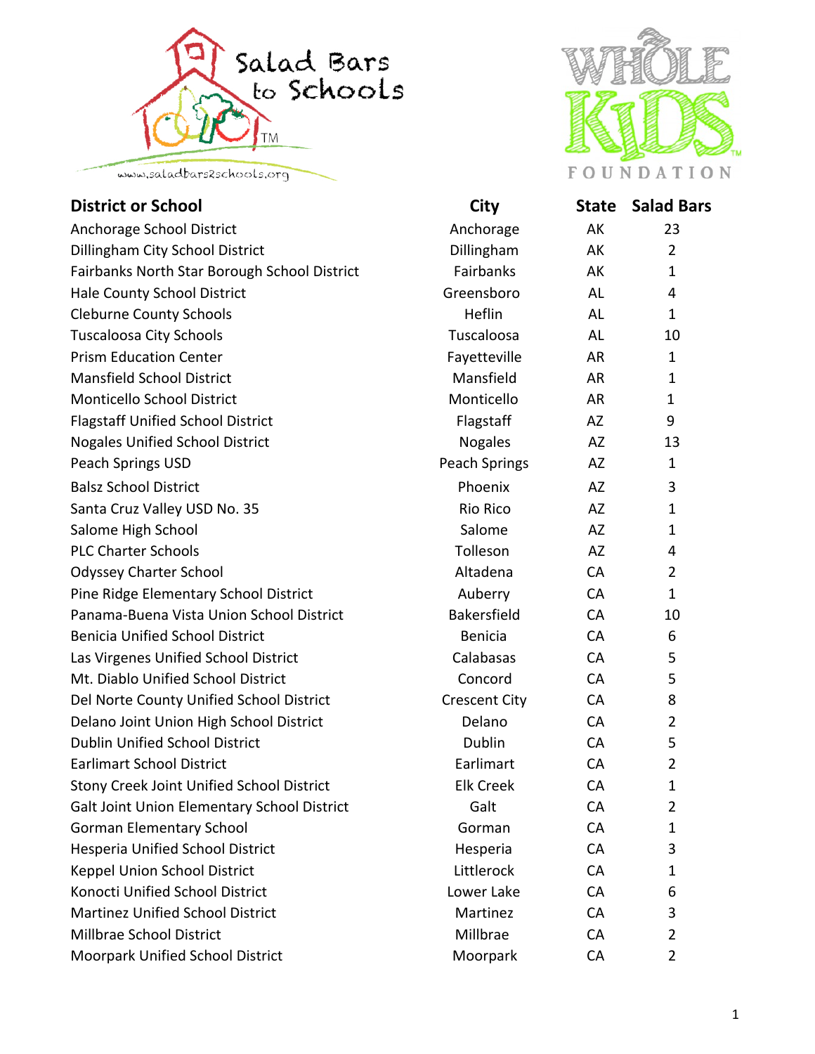| District or School | City | State | Salad Bars |
|---|---|---|---|
| Anchorage School District | Anchorage | AK | 23 |
| Dillingham City School District | Dillingham | AK | 2 |
| Fairbanks North Star Borough School District | Fairbanks | AK | 1 |
| Hale County School District | Greensboro | AL | 4 |
| Cleburne County Schools | Heflin | AL | 1 |
| Tuscaloosa City Schools | Tuscaloosa | AL | 10 |
| Prism Education Center | Fayetteville | AR | 1 |
| Mansfield School District | Mansfield | AR | 1 |
| Monticello School District | Monticello | AR | 1 |
| Flagstaff Unified School District | Flagstaff | AZ | 9 |
| Nogales Unified School District | Nogales | AZ | 13 |
| Peach Springs USD | Peach Springs | AZ | 1 |
| Balsz School District | Phoenix | AZ | 3 |
| Santa Cruz Valley USD No. 35 | Rio Rico | AZ | 1 |
| Salome High School | Salome | AZ | 1 |
| PLC Charter Schools | Tolleson | AZ | 4 |
| Odyssey Charter School | Altadena | CA | 2 |
| Pine Ridge Elementary School District | Auberry | CA | 1 |
| Panama-Buena Vista Union School District | Bakersfield | CA | 10 |
| Benicia Unified School District | Benicia | CA | 6 |
| Las Virgenes Unified School District | Calabasas | CA | 5 |
| Mt. Diablo Unified School District | Concord | CA | 5 |
| Del Norte County Unified School District | Crescent City | CA | 8 |
| Delano Joint Union High School District | Delano | CA | 2 |
| Dublin Unified School District | Dublin | CA | 5 |
| Earlimart School District | Earlimart | CA | 2 |
| Stony Creek Joint Unified School District | Elk Creek | CA | 1 |
| Galt Joint Union Elementary School District | Galt | CA | 2 |
| Gorman Elementary School | Gorman | CA | 1 |
| Hesperia Unified School District | Hesperia | CA | 3 |
| Keppel Union School District | Littlerock | CA | 1 |
| Konocti Unified School District | Lower Lake | CA | 6 |
| Martinez Unified School District | Martinez | CA | 3 |
| Millbrae School District | Millbrae | CA | 2 |
| Moorpark Unified School District | Moorpark | CA | 2 |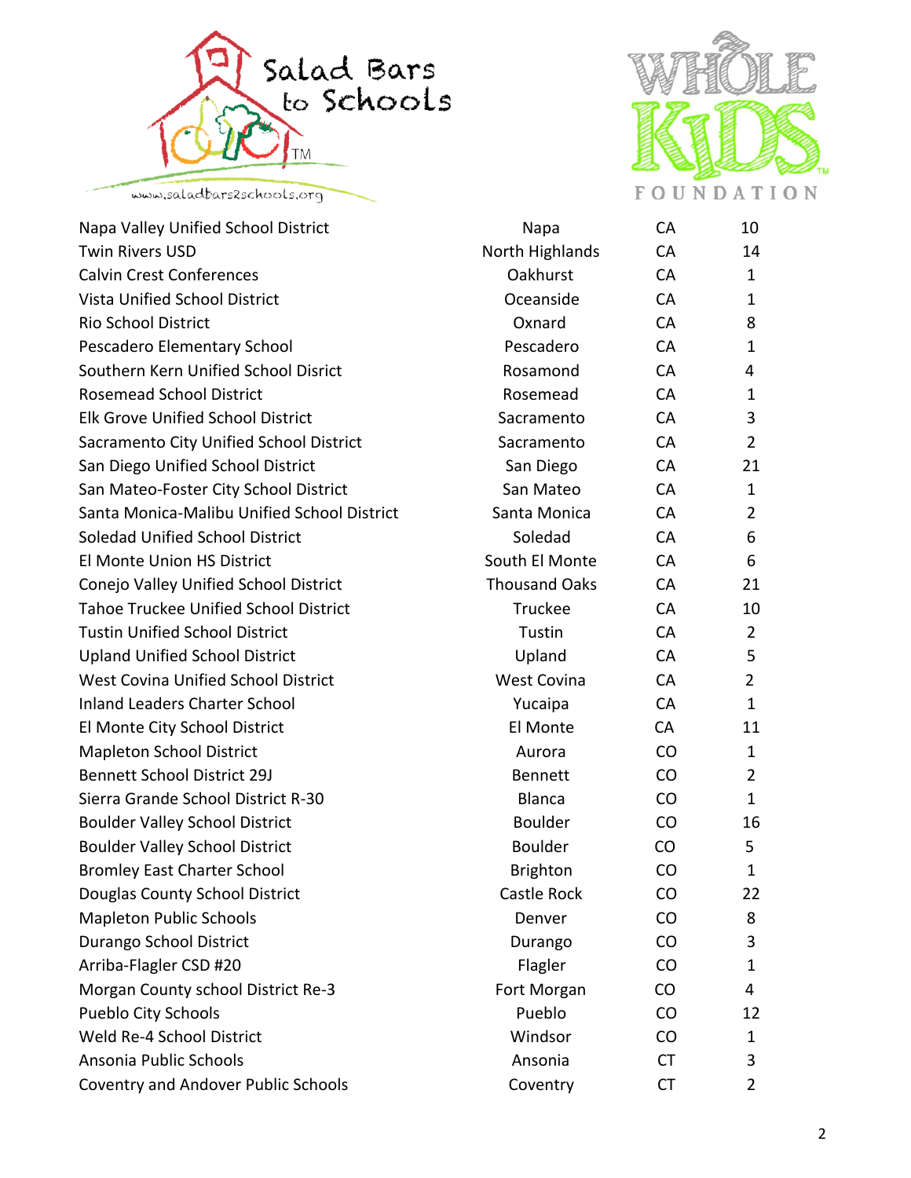| | | | |
|---|---|---|---|
| Napa Valley Unified School District | Napa | CA | 10 |
| Twin Rivers USD | North Highlands | CA | 14 |
| Calvin Crest Conferences | Oakhurst | CA | 1 |
| Vista Unified School District | Oceanside | CA | 1 |
| Rio School District | Oxnard | CA | 8 |
| Pescadero Elementary School | Pescadero | CA | 1 |
| Southern Kern Unified School Disrict | Rosamond | CA | 4 |
| Rosemead School District | Rosemead | CA | 1 |
| Elk Grove Unified School District | Sacramento | CA | 3 |
| Sacramento City Unified School District | Sacramento | CA | 2 |
| San Diego Unified School District | San Diego | CA | 21 |
| San Mateo-Foster City School District | San Mateo | CA | 1 |
| Santa Monica-Malibu Unified School District | Santa Monica | CA | 2 |
| Soledad Unified School District | Soledad | CA | 6 |
| El Monte Union HS District | South El Monte | CA | 6 |
| Conejo Valley Unified School District | Thousand Oaks | CA | 21 |
| Tahoe Truckee Unified School District | Truckee | CA | 10 |
| Tustin Unified School District | Tustin | CA | 2 |
| Upland Unified School District | Upland | CA | 5 |
| West Covina Unified School District | West Covina | CA | 2 |
| Inland Leaders Charter School | Yucaipa | CA | 1 |
| El Monte City School District | El Monte | CA | 11 |
| Mapleton School District | Aurora | CO | 1 |
| Bennett School District 29J | Bennett | CO | 2 |
| Sierra Grande School District R-30 | Blanca | CO | 1 |
| Boulder Valley School District | Boulder | CO | 16 |
| Boulder Valley School District | Boulder | CO | 5 |
| Bromley East Charter School | Brighton | CO | 1 |
| Douglas County School District | Castle Rock | CO | 22 |
| Mapleton Public Schools | Denver | CO | 8 |
| Durango School District | Durango | CO | 3 |
| Arriba-Flagler CSD #20 | Flagler | CO | 1 |
| Morgan County school District Re-3 | Fort Morgan | CO | 4 |
| Pueblo City Schools | Pueblo | CO | 12 |
| Weld Re-4 School District | Windsor | CO | 1 |
| Ansonia Public Schools | Ansonia | CT | 3 |
| Coventry and Andover Public Schools | Coventry | CT | 2 |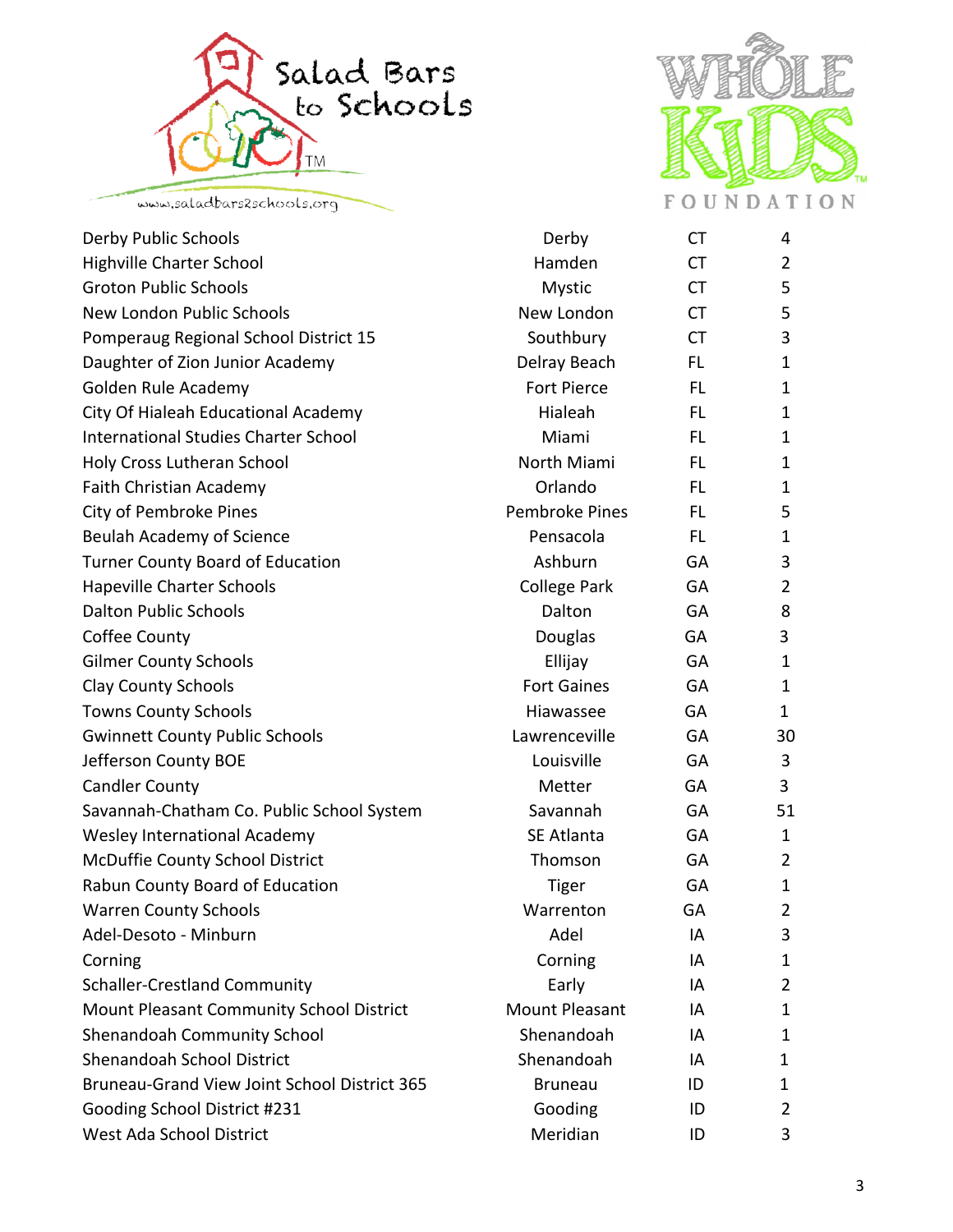| | | | |
|---|---|---|---|
| Derby Public Schools | Derby | CT | 4 |
| Highville Charter School | Hamden | CT | 2 |
| Groton Public Schools | Mystic | CT | 5 |
| New London Public Schools | New London | CT | 5 |
| Pomperaug Regional School District 15 | Southbury | CT | 3 |
| Daughter of Zion Junior Academy | Delray Beach | FL | 1 |
| Golden Rule Academy | Fort Pierce | FL | 1 |
| City Of Hialeah Educational Academy | Hialeah | FL | 1 |
| International Studies Charter School | Miami | FL | 1 |
| Holy Cross Lutheran School | North Miami | FL | 1 |
| Faith Christian Academy | Orlando | FL | 1 |
| City of Pembroke Pines | Pembroke Pines | FL | 5 |
| Beulah Academy of Science | Pensacola | FL | 1 |
| Turner County Board of Education | Ashburn | GA | 3 |
| Hapeville Charter Schools | College Park | GA | 2 |
| Dalton Public Schools | Dalton | GA | 8 |
| Coffee County | Douglas | GA | 3 |
| Gilmer County Schools | Ellijay | GA | 1 |
| Clay County Schools | Fort Gaines | GA | 1 |
| Towns County Schools | Hiawassee | GA | 1 |
| Gwinnett County Public Schools | Lawrenceville | GA | 30 |
| Jefferson County BOE | Louisville | GA | 3 |
| Candler County | Metter | GA | 3 |
| Savannah-Chatham Co. Public School System | Savannah | GA | 51 |
| Wesley International Academy | SE Atlanta | GA | 1 |
| McDuffie County School District | Thomson | GA | 2 |
| Rabun County Board of Education | Tiger | GA | 1 |
| Warren County Schools | Warrenton | GA | 2 |
| Adel-Desoto - Minburn | Adel | IA | 3 |
| Corning | Corning | IA | 1 |
| Schaller-Crestland Community | Early | IA | 2 |
| Mount Pleasant Community School District | Mount Pleasant | IA | 1 |
| Shenandoah Community School | Shenandoah | IA | 1 |
| Shenandoah School District | Shenandoah | IA | 1 |
| Bruneau-Grand View Joint School District 365 | Bruneau | ID | 1 |
| Gooding School District #231 | Gooding | ID | 2 |
| West Ada School District | Meridian | ID | 3 |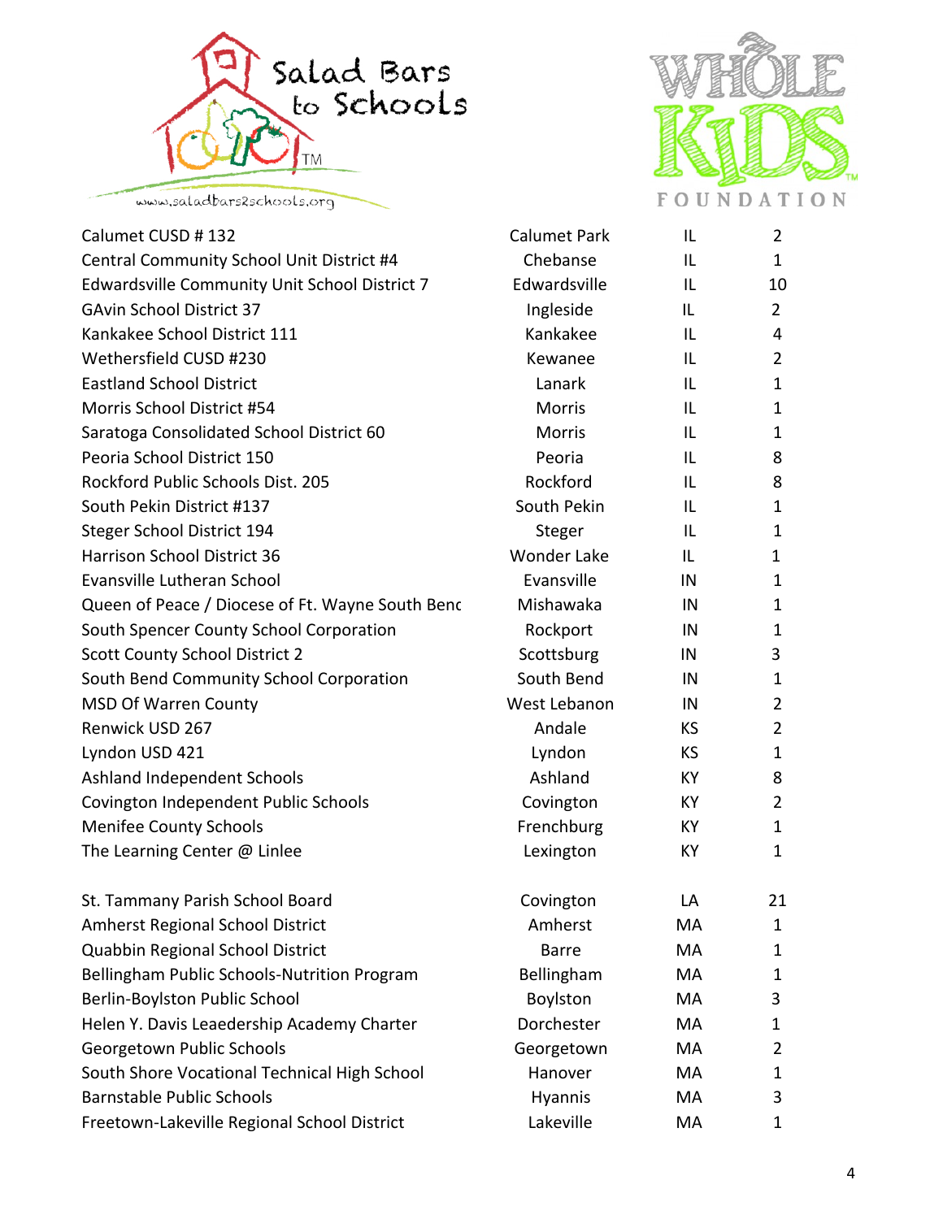| | | | |
|---|---|---|---|
| Calumet CUSD # 132 | Calumet Park | IL | 2 |
| Central Community School Unit District #4 | Chebanse | IL | 1 |
| Edwardsville Community Unit School District 7 | Edwardsville | IL | 10 |
| GAvin School District 37 | Ingleside | IL | 2 |
| Kankakee School District 111 | Kankakee | IL | 4 |
| Wethersfield CUSD #230 | Kewanee | IL | 2 |
| Eastland School District | Lanark | IL | 1 |
| Morris School District #54 | Morris | IL | 1 |
| Saratoga Consolidated School District 60 | Morris | IL | 1 |
| Peoria School District 150 | Peoria | IL | 8 |
| Rockford Public Schools Dist. 205 | Rockford | IL | 8 |
| South Pekin District #137 | South Pekin | IL | 1 |
| Steger School District 194 | Steger | IL | 1 |
| Harrison School District 36 | Wonder Lake | IL | 1 |
| Evansville Lutheran School | Evansville | IN | 1 |
| Queen of Peace / Diocese of Ft. Wayne South Benc | Mishawaka | IN | 1 |
| South Spencer County School Corporation | Rockport | IN | 1 |
| Scott County School District 2 | Scottsburg | IN | 3 |
| South Bend Community School Corporation | South Bend | IN | 1 |
| MSD Of Warren County | West Lebanon | IN | 2 |
| Renwick USD 267 | Andale | KS | 2 |
| Lyndon USD 421 | Lyndon | KS | 1 |
| Ashland Independent Schools | Ashland | KY | 8 |
| Covington Independent Public Schools | Covington | KY | 2 |
| Menifee County Schools | Frenchburg | KY | 1 |
| The Learning Center @ Linlee | Lexington | KY | 1 |
| St. Tammany Parish School Board | Covington | LA | 21 |
| Amherst Regional School District | Amherst | MA | 1 |
| Quabbin Regional School District | Barre | MA | 1 |
| Bellingham Public Schools-Nutrition Program | Bellingham | MA | 1 |
| Berlin-Boylston Public School | Boylston | MA | 3 |
| Helen Y. Davis Leaedership Academy Charter | Dorchester | MA | 1 |
| Georgetown Public Schools | Georgetown | MA | 2 |
| South Shore Vocational Technical High School | Hanover | MA | 1 |
| Barnstable Public Schools | Hyannis | MA | 3 |
| Freetown-Lakeville Regional School District | Lakeville | MA | 1 |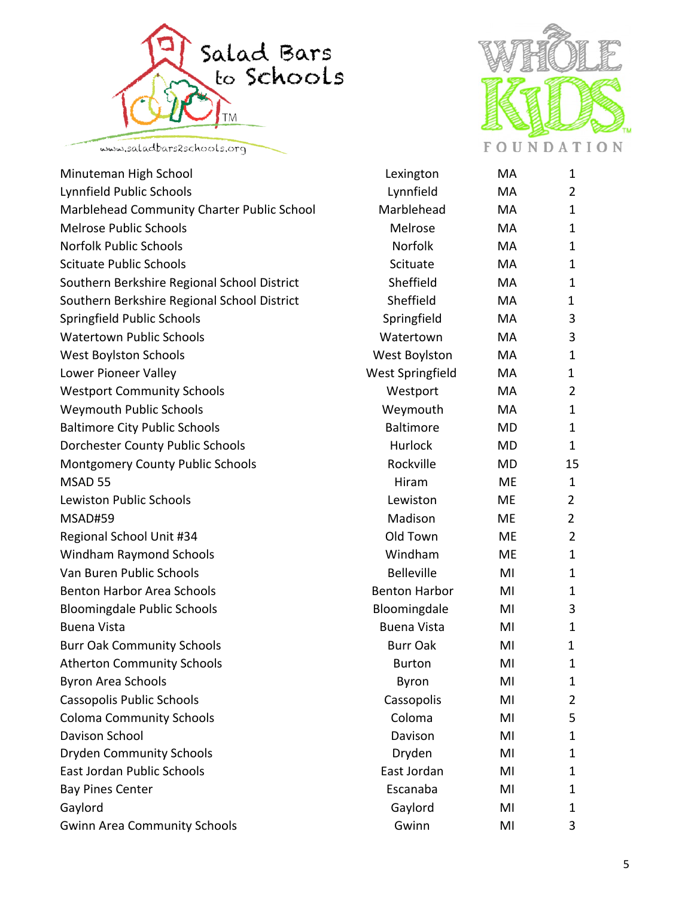| | | | |
|---|---|---|---|
| Minuteman High School | Lexington | MA | 1 |
| Lynnfield Public Schools | Lynnfield | MA | 2 |
| Marblehead Community Charter Public School | Marblehead | MA | 1 |
| Melrose Public Schools | Melrose | MA | 1 |
| Norfolk Public Schools | Norfolk | MA | 1 |
| Scituate Public Schools | Scituate | MA | 1 |
| Southern Berkshire Regional School District | Sheffield | MA | 1 |
| Southern Berkshire Regional School District | Sheffield | MA | 1 |
| Springfield Public Schools | Springfield | MA | 3 |
| Watertown Public Schools | Watertown | MA | 3 |
| West Boylston Schools | West Boylston | MA | 1 |
| Lower Pioneer Valley | West Springfield | MA | 1 |
| Westport Community Schools | Westport | MA | 2 |
| Weymouth Public Schools | Weymouth | MA | 1 |
| Baltimore City Public Schools | Baltimore | MD | 1 |
| Dorchester County Public Schools | Hurlock | MD | 1 |
| Montgomery County Public Schools | Rockville | MD | 15 |
| MSAD 55 | Hiram | ME | 1 |
| Lewiston Public Schools | Lewiston | ME | 2 |
| MSAD#59 | Madison | ME | 2 |
| Regional School Unit #34 | Old Town | ME | 2 |
| Windham Raymond Schools | Windham | ME | 1 |
| Van Buren Public Schools | Belleville | MI | 1 |
| Benton Harbor Area Schools | Benton Harbor | MI | 1 |
| Bloomingdale Public Schools | Bloomingdale | MI | 3 |
| Buena Vista | Buena Vista | MI | 1 |
| Burr Oak Community Schools | Burr Oak | MI | 1 |
| Atherton Community Schools | Burton | MI | 1 |
| Byron Area Schools | Byron | MI | 1 |
| Cassopolis Public Schools | Cassopolis | MI | 2 |
| Coloma Community Schools | Coloma | MI | 5 |
| Davison School | Davison | MI | 1 |
| Dryden Community Schools | Dryden | MI | 1 |
| East Jordan Public Schools | East Jordan | MI | 1 |
| Bay Pines Center | Escanaba | MI | 1 |
| Gaylord | Gaylord | MI | 1 |
| Gwinn Area Community Schools | Gwinn | MI | 3 |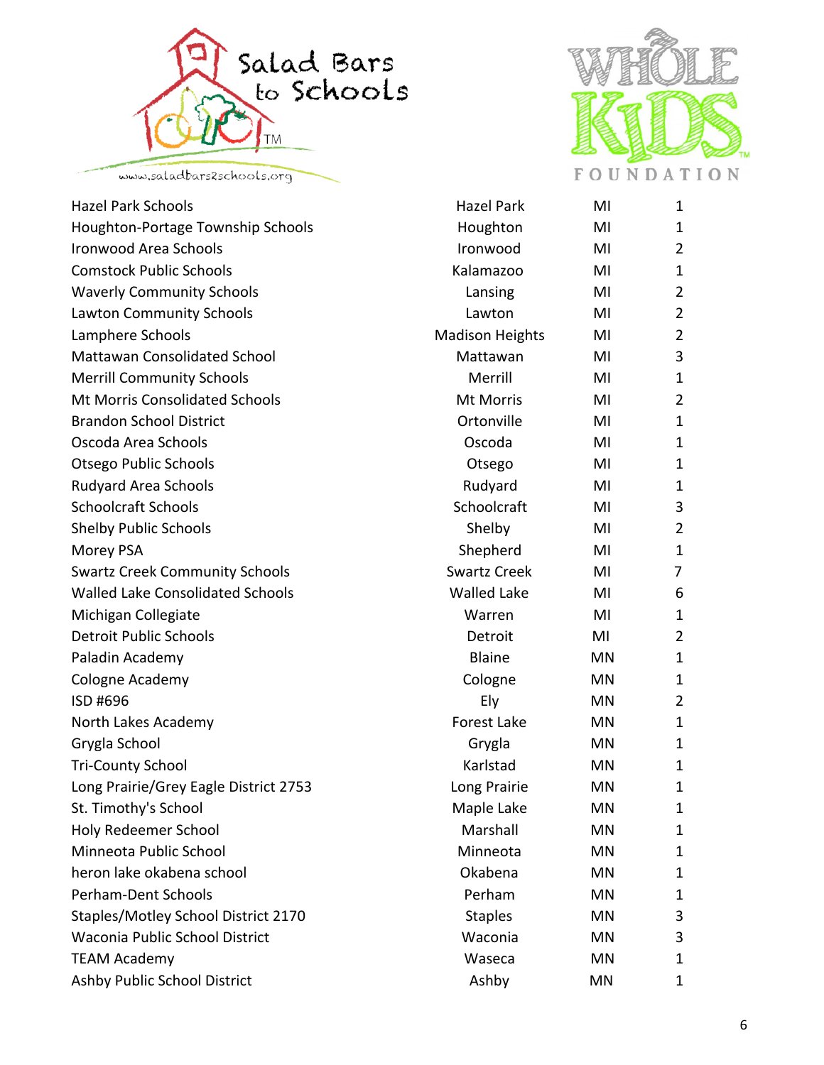| | | | |
|---|---|---|---|
| Hazel Park Schools | Hazel Park | MI | 1 |
| Houghton-Portage Township Schools | Houghton | MI | 1 |
| Ironwood Area Schools | Ironwood | MI | 2 |
| Comstock Public Schools | Kalamazoo | MI | 1 |
| Waverly Community Schools | Lansing | MI | 2 |
| Lawton Community Schools | Lawton | MI | 2 |
| Lamphere Schools | Madison Heights | MI | 2 |
| Mattawan Consolidated School | Mattawan | MI | 3 |
| Merrill Community Schools | Merrill | MI | 1 |
| Mt Morris Consolidated Schools | Mt Morris | MI | 2 |
| Brandon School District | Ortonville | MI | 1 |
| Oscoda Area Schools | Oscoda | MI | 1 |
| Otsego Public Schools | Otsego | MI | 1 |
| Rudyard Area Schools | Rudyard | MI | 1 |
| Schoolcraft Schools | Schoolcraft | MI | 3 |
| Shelby Public Schools | Shelby | MI | 2 |
| Morey PSA | Shepherd | MI | 1 |
| Swartz Creek Community Schools | Swartz Creek | MI | 7 |
| Walled Lake Consolidated Schools | Walled Lake | MI | 6 |
| Michigan Collegiate | Warren | MI | 1 |
| Detroit Public Schools | Detroit | MI | 2 |
| Paladin Academy | Blaine | MN | 1 |
| Cologne Academy | Cologne | MN | 1 |
| ISD #696 | Ely | MN | 2 |
| North Lakes Academy | Forest Lake | MN | 1 |
| Grygla School | Grygla | MN | 1 |
| Tri-County School | Karlstad | MN | 1 |
| Long Prairie/Grey Eagle District 2753 | Long Prairie | MN | 1 |
| St. Timothy's School | Maple Lake | MN | 1 |
| Holy Redeemer School | Marshall | MN | 1 |
| Minneota Public School | Minneota | MN | 1 |
| heron lake okabena school | Okabena | MN | 1 |
| Perham-Dent Schools | Perham | MN | 1 |
| Staples/Motley School District 2170 | Staples | MN | 3 |
| Waconia Public School District | Waconia | MN | 3 |
| TEAM Academy | Waseca | MN | 1 |
| Ashby Public School District | Ashby | MN | 1 |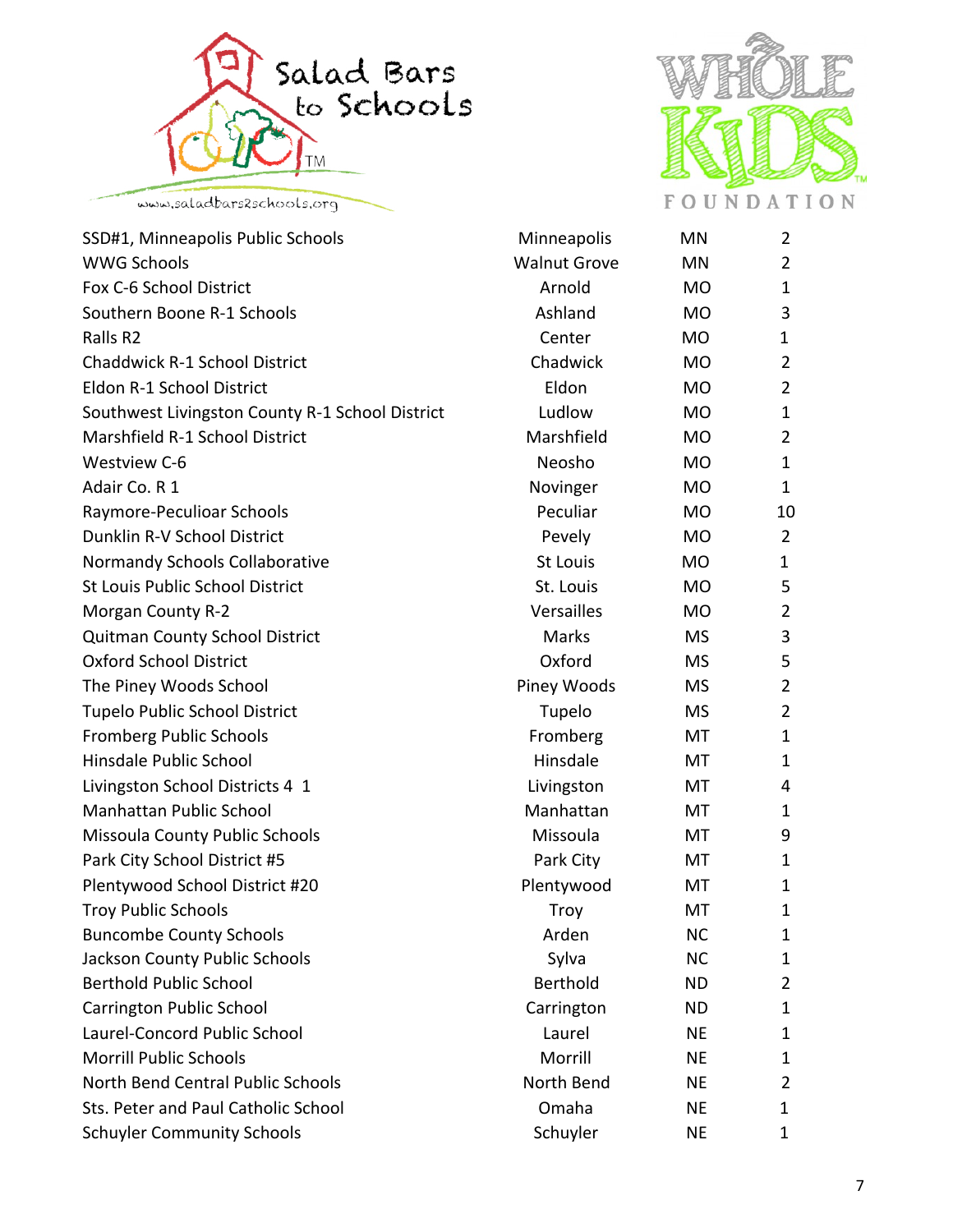| | | | |
|---|---|---|---|
| SSD#1, Minneapolis Public Schools | Minneapolis | MN | 2 |
| WWG Schools | Walnut Grove | MN | 2 |
| Fox C-6 School District | Arnold | MO | 1 |
| Southern Boone R-1 Schools | Ashland | MO | 3 |
| Ralls R2 | Center | MO | 1 |
| Chaddwick R-1 School District | Chadwick | MO | 2 |
| Eldon R-1 School District | Eldon | MO | 2 |
| Southwest Livingston County R-1 School District | Ludlow | MO | 1 |
| Marshfield R-1 School District | Marshfield | MO | 2 |
| Westview C-6 | Neosho | MO | 1 |
| Adair Co. R 1 | Novinger | MO | 1 |
| Raymore-Peculioar Schools | Peculiar | MO | 10 |
| Dunklin R-V School District | Pevely | MO | 2 |
| Normandy Schools Collaborative | St Louis | MO | 1 |
| St Louis Public School District | St. Louis | MO | 5 |
| Morgan County R-2 | Versailles | MO | 2 |
| Quitman County School District | Marks | MS | 3 |
| Oxford School District | Oxford | MS | 5 |
| The Piney Woods School | Piney Woods | MS | 2 |
| Tupelo Public School District | Tupelo | MS | 2 |
| Fromberg Public Schools | Fromberg | MT | 1 |
| Hinsdale Public School | Hinsdale | MT | 1 |
| Livingston School Districts 4 1 | Livingston | MT | 4 |
| Manhattan Public School | Manhattan | MT | 1 |
| Missoula County Public Schools | Missoula | MT | 9 |
| Park City School District #5 | Park City | MT | 1 |
| Plentywood School District #20 | Plentywood | MT | 1 |
| Troy Public Schools | Troy | MT | 1 |
| Buncombe County Schools | Arden | NC | 1 |
| Jackson County Public Schools | Sylva | NC | 1 |
| Berthold Public School | Berthold | ND | 2 |
| Carrington Public School | Carrington | ND | 1 |
| Laurel-Concord Public School | Laurel | NE | 1 |
| Morrill Public Schools | Morrill | NE | 1 |
| North Bend Central Public Schools | North Bend | NE | 2 |
| Sts. Peter and Paul Catholic School | Omaha | NE | 1 |
| Schuyler Community Schools | Schuyler | NE | 1 |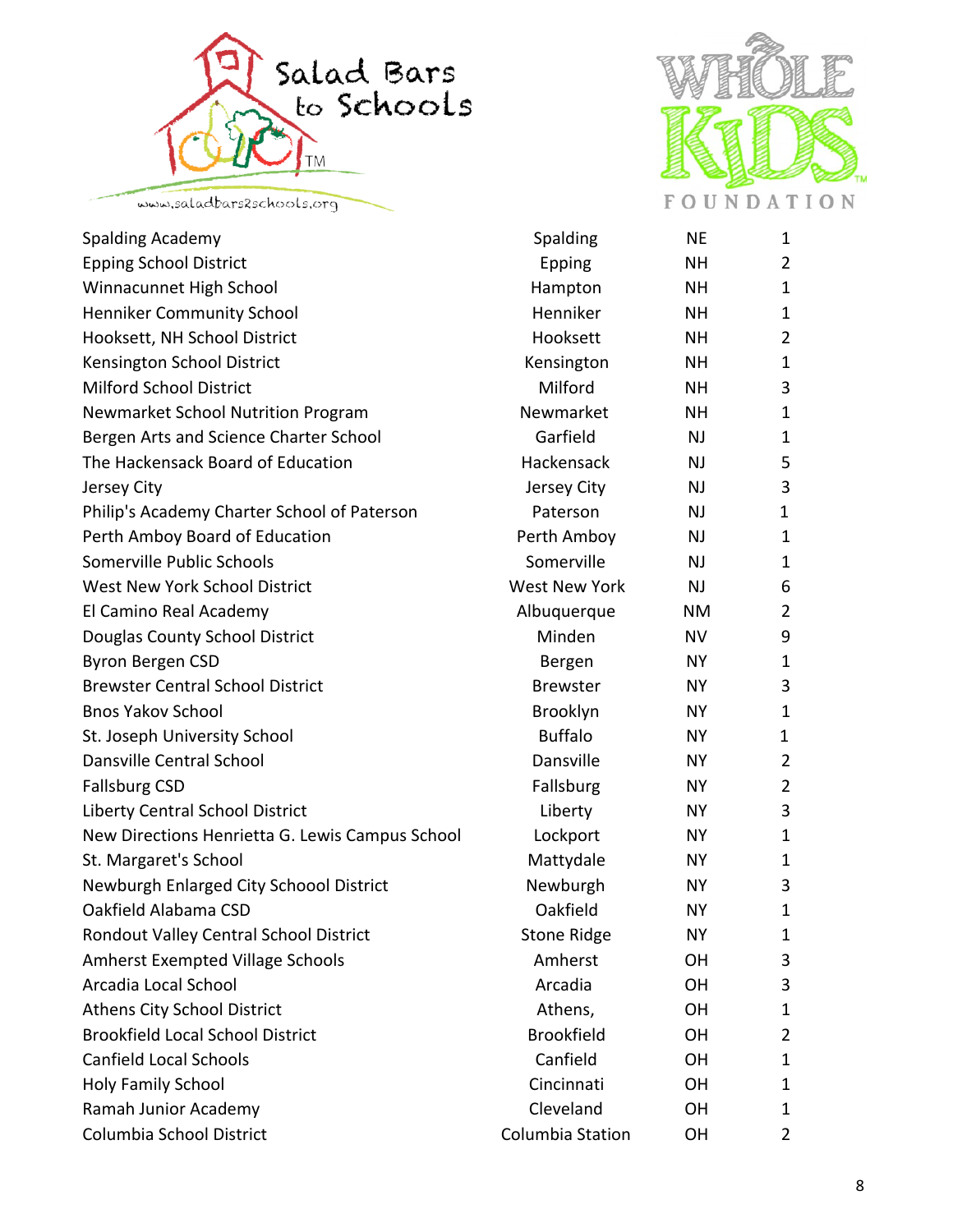| | | | |
|---|---|---|---|
| Spalding Academy | Spalding | NE | 1 |
| Epping School District | Epping | NH | 2 |
| Winnacunnet High School | Hampton | NH | 1 |
| Henniker Community School | Henniker | NH | 1 |
| Hooksett, NH School District | Hooksett | NH | 2 |
| Kensington School District | Kensington | NH | 1 |
| Milford School District | Milford | NH | 3 |
| Newmarket School Nutrition Program | Newmarket | NH | 1 |
| Bergen Arts and Science Charter School | Garfield | NJ | 1 |
| The Hackensack Board of Education | Hackensack | NJ | 5 |
| Jersey City | Jersey City | NJ | 3 |
| Philip's Academy Charter School of Paterson | Paterson | NJ | 1 |
| Perth Amboy Board of Education | Perth Amboy | NJ | 1 |
| Somerville Public Schools | Somerville | NJ | 1 |
| West New York School District | West New York | NJ | 6 |
| El Camino Real Academy | Albuquerque | NM | 2 |
| Douglas County School District | Minden | NV | 9 |
| Byron Bergen CSD | Bergen | NY | 1 |
| Brewster Central School District | Brewster | NY | 3 |
| Bnos Yakov School | Brooklyn | NY | 1 |
| St. Joseph University School | Buffalo | NY | 1 |
| Dansville Central School | Dansville | NY | 2 |
| Fallsburg CSD | Fallsburg | NY | 2 |
| Liberty Central School District | Liberty | NY | 3 |
| New Directions Henrietta G. Lewis Campus School | Lockport | NY | 1 |
| St. Margaret's School | Mattydale | NY | 1 |
| Newburgh Enlarged City Schoool District | Newburgh | NY | 3 |
| Oakfield Alabama CSD | Oakfield | NY | 1 |
| Rondout Valley Central School District | Stone Ridge | NY | 1 |
| Amherst Exempted Village Schools | Amherst | OH | 3 |
| Arcadia Local School | Arcadia | OH | 3 |
| Athens City School District | Athens, | OH | 1 |
| Brookfield Local School District | Brookfield | OH | 2 |
| Canfield Local Schools | Canfield | OH | 1 |
| Holy Family School | Cincinnati | OH | 1 |
| Ramah Junior Academy | Cleveland | OH | 1 |
| Columbia School District | Columbia Station | OH | 2 |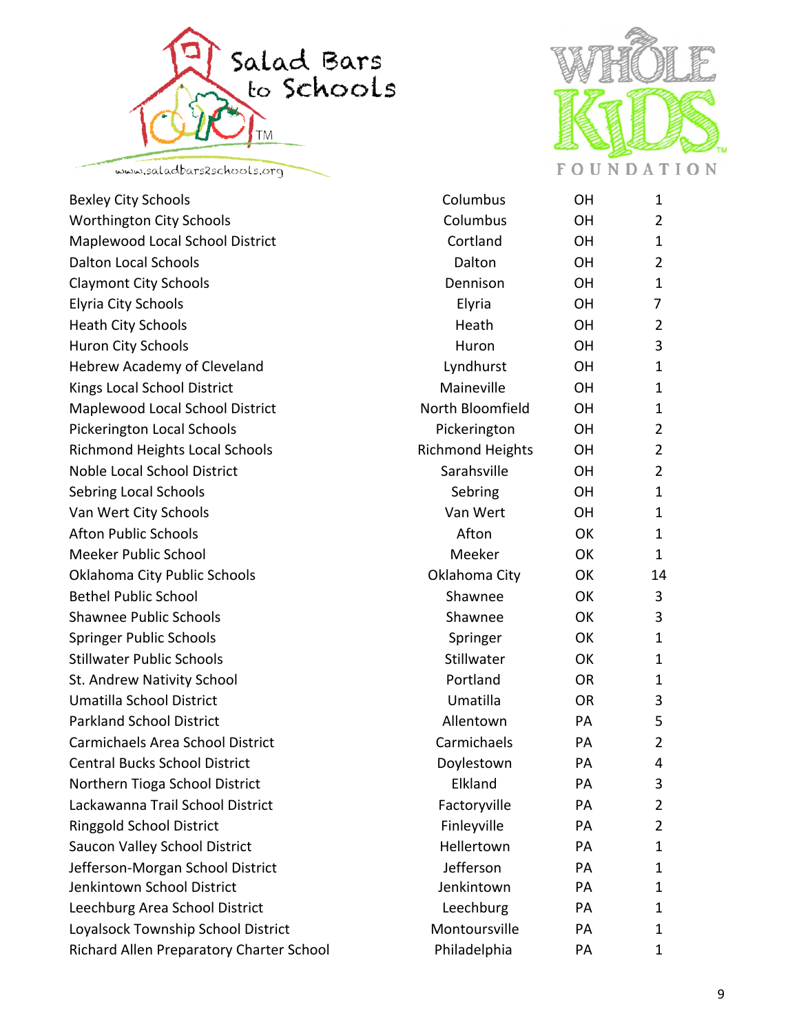| | | | |
|---|---|---|---|
| Bexley City Schools | Columbus | OH | 1 |
| Worthington City Schools | Columbus | OH | 2 |
| Maplewood Local School District | Cortland | OH | 1 |
| Dalton Local Schools | Dalton | OH | 2 |
| Claymont City Schools | Dennison | OH | 1 |
| Elyria City Schools | Elyria | OH | 7 |
| Heath City Schools | Heath | OH | 2 |
| Huron City Schools | Huron | OH | 3 |
| Hebrew Academy of Cleveland | Lyndhurst | OH | 1 |
| Kings Local School District | Maineville | OH | 1 |
| Maplewood Local School District | North Bloomfield | OH | 1 |
| Pickerington Local Schools | Pickerington | OH | 2 |
| Richmond Heights Local Schools | Richmond Heights | OH | 2 |
| Noble Local School District | Sarahsville | OH | 2 |
| Sebring Local Schools | Sebring | OH | 1 |
| Van Wert City Schools | Van Wert | OH | 1 |
| Afton Public Schools | Afton | OK | 1 |
| Meeker Public School | Meeker | OK | 1 |
| Oklahoma City Public Schools | Oklahoma City | OK | 14 |
| Bethel Public School | Shawnee | OK | 3 |
| Shawnee Public Schools | Shawnee | OK | 3 |
| Springer Public Schools | Springer | OK | 1 |
| Stillwater Public Schools | Stillwater | OK | 1 |
| St. Andrew Nativity School | Portland | OR | 1 |
| Umatilla School District | Umatilla | OR | 3 |
| Parkland School District | Allentown | PA | 5 |
| Carmichaels Area School District | Carmichaels | PA | 2 |
| Central Bucks School District | Doylestown | PA | 4 |
| Northern Tioga School District | Elkland | PA | 3 |
| Lackawanna Trail School District | Factoryville | PA | 2 |
| Ringgold School District | Finleyville | PA | 2 |
| Saucon Valley School District | Hellertown | PA | 1 |
| Jefferson-Morgan School District | Jefferson | PA | 1 |
| Jenkintown School District | Jenkintown | PA | 1 |
| Leechburg Area School District | Leechburg | PA | 1 |
| Loyalsock Township School District | Montoursville | PA | 1 |
| Richard Allen Preparatory Charter School | Philadelphia | PA | 1 |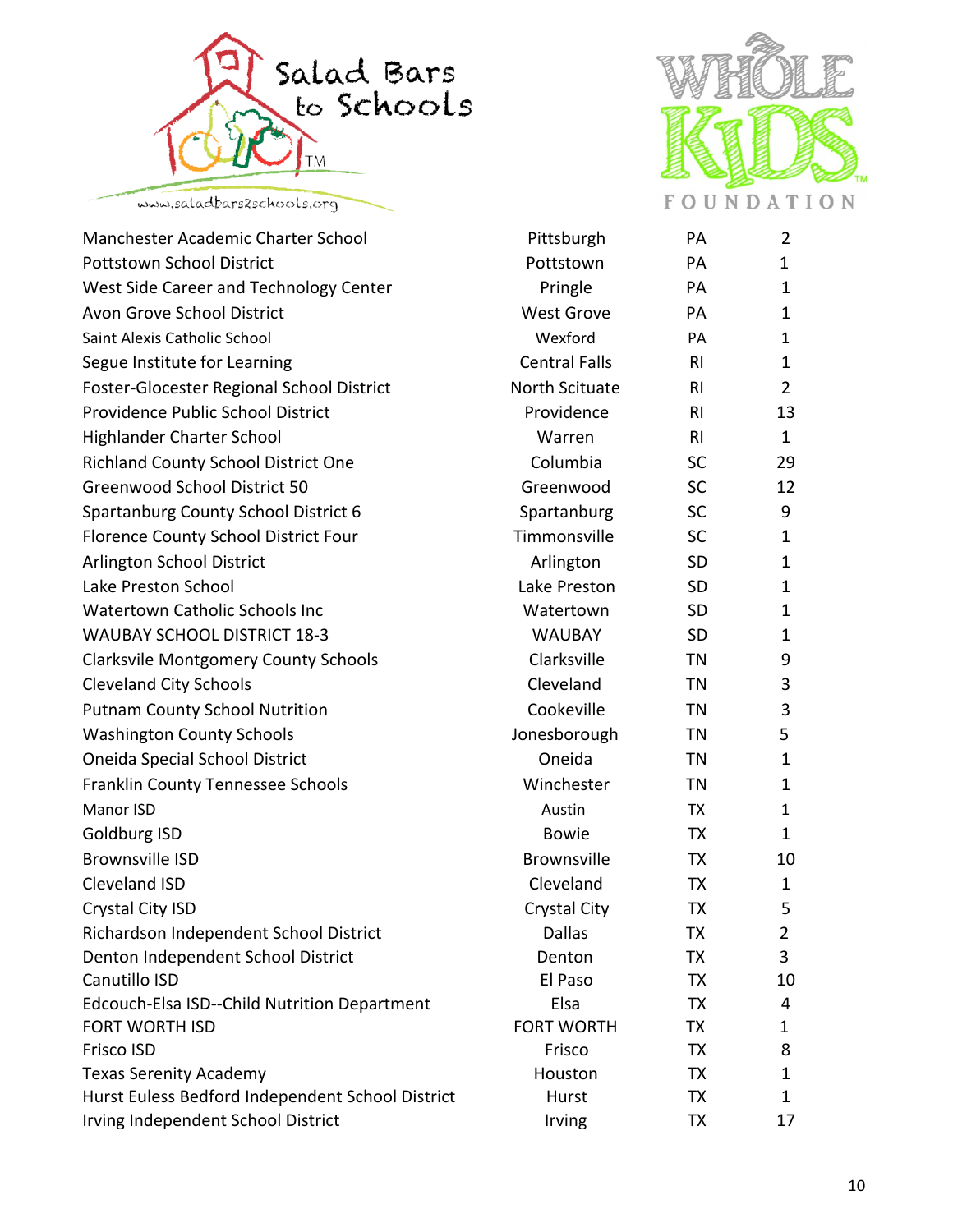| | | | |
|---|---|---|---|
| Manchester Academic Charter School | Pittsburgh | PA | 2 |
| Pottstown School District | Pottstown | PA | 1 |
| West Side Career and Technology Center | Pringle | PA | 1 |
| Avon Grove School District | West Grove | PA | 1 |
| Saint Alexis Catholic School | Wexford | PA | 1 |
| Segue Institute for Learning | Central Falls | RI | 1 |
| Foster-Glocester Regional School District | North Scituate | RI | 2 |
| Providence Public School District | Providence | RI | 13 |
| Highlander Charter School | Warren | RI | 1 |
| Richland County School District One | Columbia | SC | 29 |
| Greenwood School District 50 | Greenwood | SC | 12 |
| Spartanburg County School District 6 | Spartanburg | SC | 9 |
| Florence County School District Four | Timmonsville | SC | 1 |
| Arlington School District | Arlington | SD | 1 |
| Lake Preston School | Lake Preston | SD | 1 |
| Watertown Catholic Schools Inc | Watertown | SD | 1 |
| WAUBAY SCHOOL DISTRICT 18-3 | WAUBAY | SD | 1 |
| Clarksvile Montgomery County Schools | Clarksville | TN | 9 |
| Cleveland City Schools | Cleveland | TN | 3 |
| Putnam County School Nutrition | Cookeville | TN | 3 |
| Washington County Schools | Jonesborough | TN | 5 |
| Oneida Special School District | Oneida | TN | 1 |
| Franklin County Tennessee Schools | Winchester | TN | 1 |
| Manor ISD | Austin | TX | 1 |
| Goldburg ISD | Bowie | TX | 1 |
| Brownsville ISD | Brownsville | TX | 10 |
| Cleveland ISD | Cleveland | TX | 1 |
| Crystal City ISD | Crystal City | TX | 5 |
| Richardson Independent School District | Dallas | TX | 2 |
| Denton Independent School District | Denton | TX | 3 |
| Canutillo ISD | El Paso | TX | 10 |
| Edcouch-Elsa ISD--Child Nutrition Department | Elsa | TX | 4 |
| FORT WORTH ISD | FORT WORTH | TX | 1 |
| Frisco ISD | Frisco | TX | 8 |
| Texas Serenity Academy | Houston | TX | 1 |
| Hurst Euless Bedford Independent School District | Hurst | TX | 1 |
| Irving Independent School District | Irving | TX | 17 |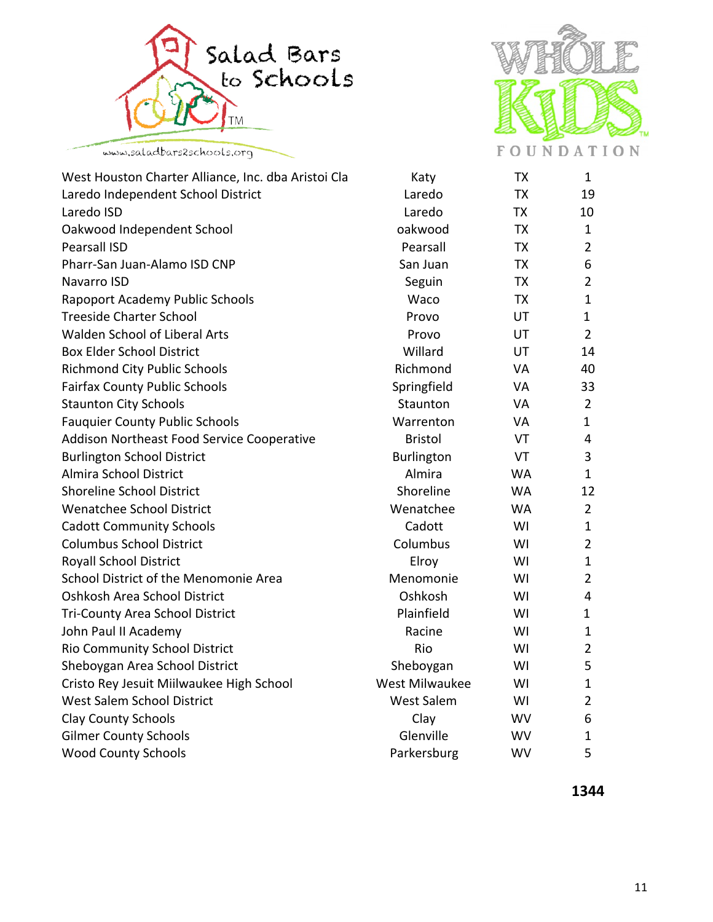| | | | |
|---|---|---|---|
| West Houston Charter Alliance, Inc. dba Aristoi Cla | Katy | TX | 1 |
| Laredo Independent School District | Laredo | TX | 19 |
| Laredo ISD | Laredo | TX | 10 |
| Oakwood Independent School | oakwood | TX | 1 |
| Pearsall ISD | Pearsall | TX | 2 |
| Pharr-San Juan-Alamo ISD CNP | San Juan | TX | 6 |
| Navarro ISD | Seguin | TX | 2 |
| Rapoport Academy Public Schools | Waco | TX | 1 |
| Treeside Charter School | Provo | UT | 1 |
| Walden School of Liberal Arts | Provo | UT | 2 |
| Box Elder School District | Willard | UT | 14 |
| Richmond City Public Schools | Richmond | VA | 40 |
| Fairfax County Public Schools | Springfield | VA | 33 |
| Staunton City Schools | Staunton | VA | 2 |
| Fauquier County Public Schools | Warrenton | VA | 1 |
| Addison Northeast Food Service Cooperative | Bristol | VT | 4 |
| Burlington School District | Burlington | VT | 3 |
| Almira School District | Almira | WA | 1 |
| Shoreline School District | Shoreline | WA | 12 |
| Wenatchee School District | Wenatchee | WA | 2 |
| Cadott Community Schools | Cadott | WI | 1 |
| Columbus School District | Columbus | WI | 2 |
| Royall School District | Elroy | WI | 1 |
| School District of the Menomonie Area | Menomonie | WI | 2 |
| Oshkosh Area School District | Oshkosh | WI | 4 |
| Tri-County Area School District | Plainfield | WI | 1 |
| John Paul II Academy | Racine | WI | 1 |
| Rio Community School District | Rio | WI | 2 |
| Sheboygan Area School District | Sheboygan | WI | 5 |
| Cristo Rey Jesuit Miilwaukee High School | West Milwaukee | WI | 1 |
| West Salem School District | West Salem | WI | 2 |
| Clay County Schools | Clay | WV | 6 |
| Gilmer County Schools | Glenville | WV | 1 |
| Wood County Schools | Parkersburg | WV | 5 |
| | | | **1344** |